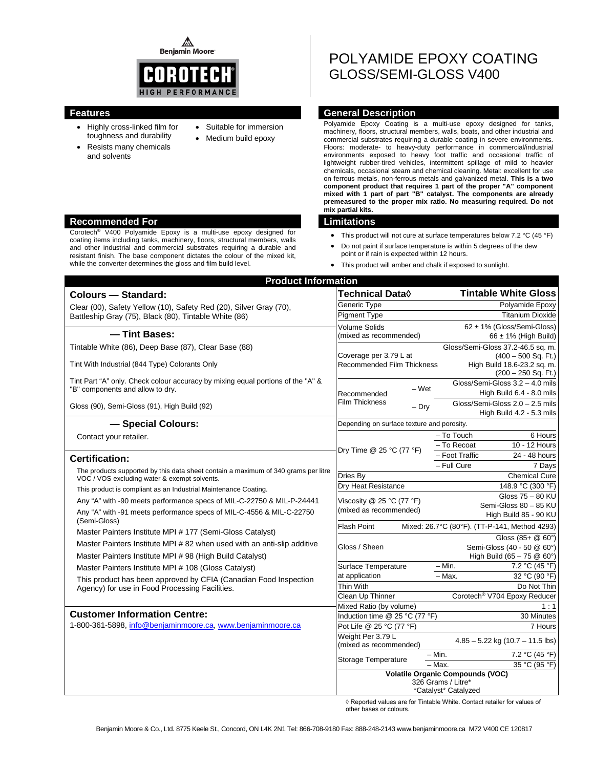Benjamin Moore

COROTECH® HIGH PERFORMANCE

# POLYAMIDE EPOXY COATING
## GLOSS/SEMI-GLOSS V400

## Features

- Highly cross-linked film for toughness and durability
- Resists many chemicals and solvents
- Suitable for immersion
- Medium build epoxy

## General Description

Polyamide Epoxy Coating is a multi-use epoxy designed for tanks, machinery, floors, structural members, walls, boats, and other industrial and commercial substrates requiring a durable coating in severe environments. Floors: moderate- to heavy-duty performance in commercial/industrial environments exposed to heavy foot traffic and occasional traffic of lightweight rubber-tired vehicles, intermittent spillage of mild to heavier chemicals, occasional steam and chemical cleaning. Metal: excellent for use on ferrous metals, non-ferrous metals and galvanized metal. **This is a two component product that requires 1 part of the proper "A" component mixed with 1 part of part "B" catalyst. The components are already premeasured to the proper mix ratio. No measuring required. Do not mix partial kits.**

## Recommended For

Corotech® V400 Polyamide Epoxy is a multi-use epoxy designed for coating items including tanks, machinery, floors, structural members, walls and other industrial and commercial substrates requiring a durable and resistant finish. The base component dictates the colour of the mixed kit, while the converter determines the gloss and film build level.

## Limitations

- This product will not cure at surface temperatures below 7.2 °C (45 °F)
- Do not paint if surface temperature is within 5 degrees of the dew point or if rain is expected within 12 hours.
- This product will amber and chalk if exposed to sunlight.

## Product Information

### Colours — Standard:

Clear (00), Safety Yellow (10), Safety Red (20), Silver Gray (70), Battleship Gray (75), Black (80), Tintable White (86)

### — Tint Bases:

Tintable White (86), Deep Base (87), Clear Base (88)

Tint With Industrial (844 Type) Colorants Only

Tint Part "A" only. Check colour accuracy by mixing equal portions of the "A" & "B" components and allow to dry.

Gloss (90), Semi-Gloss (91), High Build (92)

### — Special Colours:

Contact your retailer.

### Certification:

The products supported by this data sheet contain a maximum of 340 grams per litre VOC / VOS excluding water & exempt solvents.

This product is compliant as an Industrial Maintenance Coating.

Any "A" with -90 meets performance specs of MIL-C-22750 & MIL-P-24441

Any "A" with -91 meets performance specs of MIL-C-4556 & MIL-C-22750 (Semi-Gloss)

Master Painters Institute MPI # 177 (Semi-Gloss Catalyst)

Master Painters Institute MPI # 82 when used with an anti-slip additive

Master Painters Institute MPI # 98 (High Build Catalyst)

Master Painters Institute MPI # 108 (Gloss Catalyst)

This product has been approved by CFIA (Canadian Food Inspection Agency) for use in Food Processing Facilities.

### Customer Information Centre:

1-800-361-5898, info@benjaminmoore.ca, www.benjaminmoore.ca

| Technical Data◊ | | Tintable White Gloss |
|---|---|---|
| Generic Type | | Polyamide Epoxy |
| Pigment Type | | Titanium Dioxide |
| Volume Solids (mixed as recommended) | | 62 ± 1% (Gloss/Semi-Gloss) 66 ± 1% (High Build) |
| Coverage per 3.79 L at Recommended Film Thickness | | Gloss/Semi-Gloss 37.2-46.5 sq. m. (400 – 500 Sq. Ft.) High Build 18.6-23.2 sq. m. (200 – 250 Sq. Ft.) |
| Recommended Film Thickness | – Wet | Gloss/Semi-Gloss 3.2 – 4.0 mils High Build 6.4 - 8.0 mils |
| | – Dry | Gloss/Semi-Gloss 2.0 – 2.5 mils High Build 4.2 - 5.3 mils |
| Depending on surface texture and porosity. | | |
| Dry Time @ 25 °C (77 °F) | – To Touch | 6 Hours |
| | – To Recoat | 10 - 12 Hours |
| | – Foot Traffic | 24 - 48 hours |
| | – Full Cure | 7 Days |
| Dries By | | Chemical Cure |
| Dry Heat Resistance | | 148.9 °C (300 °F) |
| Viscosity @ 25 °C (77 °F) (mixed as recommended) | | Gloss 75 – 80 KU Semi-Gloss 80 – 85 KU High Build 85 - 90 KU |
| Flash Point | | Mixed: 26.7°C (80°F). (TT-P-141, Method 4293) |
| Gloss / Sheen | | Gloss (85+ @ 60°) Semi-Gloss (40 - 50 @ 60°) High Build (65 – 75 @ 60°) |
| Surface Temperature at application | – Min. | 7.2 °C (45 °F) |
| | – Max. | 32 °C (90 °F) |
| Thin With | | Do Not Thin |
| Clean Up Thinner | | Corotech® V704 Epoxy Reducer |
| Mixed Ratio (by volume) | | 1 : 1 |
| Induction time @ 25 °C (77 °F) | | 30 Minutes |
| Pot Life @ 25 °C (77 °F) | | 7 Hours |
| Weight Per 3.79 L (mixed as recommended) | | 4.85 – 5.22 kg (10.7 – 11.5 lbs) |
| Storage Temperature | – Min. | 7.2 °C (45 °F) |
| | – Max. | 35 °C (95 °F) |
| Volatile Organic Compounds (VOC) 326 Grams / Litre* *Catalyst* Catalyzed | | |

◊ Reported values are for Tintable White. Contact retailer for values of other bases or colours.

Benjamin Moore & Co., Ltd. 8775 Keele St., Concord, ON L4K 2N1 Tel: 866-708-9180 Fax: 888-248-2143 www.benjaminmoore.ca M72 V400 CE 120817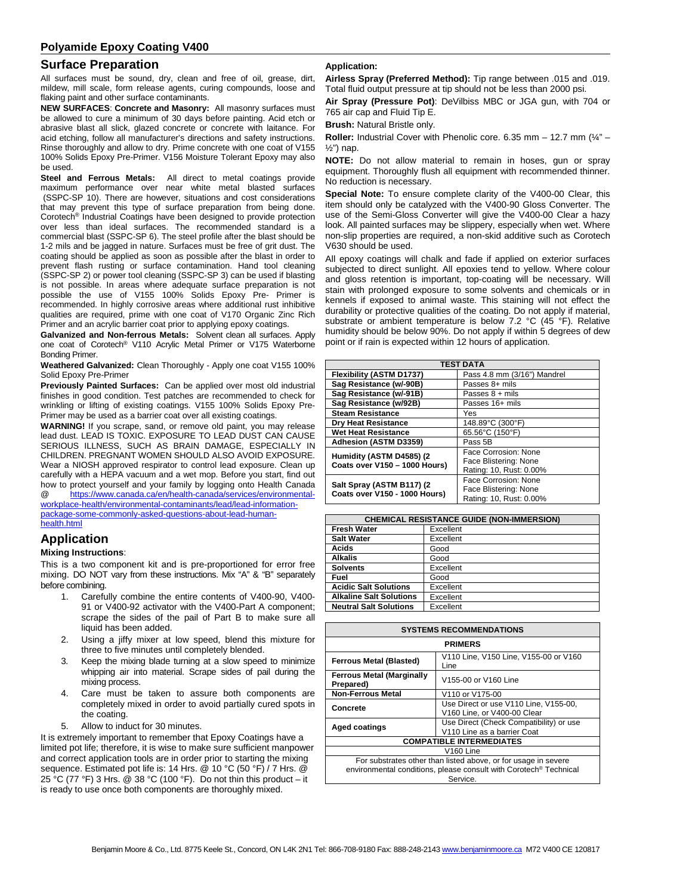## Polyamide Epoxy Coating V400

## Surface Preparation

All surfaces must be sound, dry, clean and free of oil, grease, dirt, mildew, mill scale, form release agents, curing compounds, loose and flaking paint and other surface contaminants.

**NEW SURFACES**: **Concrete and Masonry:** All masonry surfaces must be allowed to cure a minimum of 30 days before painting. Acid etch or abrasive blast all slick, glazed concrete or concrete with laitance. For acid etching, follow all manufacturer's directions and safety instructions. Rinse thoroughly and allow to dry. Prime concrete with one coat of V155 100% Solids Epoxy Pre-Primer. V156 Moisture Tolerant Epoxy may also be used.

**Steel and Ferrous Metals:** All direct to metal coatings provide maximum performance over near white metal blasted surfaces (SSPC-SP 10). There are however, situations and cost considerations that may prevent this type of surface preparation from being done. Corotech® Industrial Coatings have been designed to provide protection over less than ideal surfaces. The recommended standard is a commercial blast (SSPC-SP 6). The steel profile after the blast should be 1-2 mils and be jagged in nature. Surfaces must be free of grit dust. The coating should be applied as soon as possible after the blast in order to prevent flash rusting or surface contamination. Hand tool cleaning (SSPC-SP 2) or power tool cleaning (SSPC-SP 3) can be used if blasting is not possible. In areas where adequate surface preparation is not possible the use of V155 100% Solids Epoxy Pre- Primer is recommended. In highly corrosive areas where additional rust inhibitive qualities are required, prime with one coat of V170 Organic Zinc Rich Primer and an acrylic barrier coat prior to applying epoxy coatings.

**Galvanized and Non-ferrous Metals:** Solvent clean all surfaces. Apply one coat of Corotech® V110 Acrylic Metal Primer or V175 Waterborne Bonding Primer.

**Weathered Galvanized:** Clean Thoroughly - Apply one coat V155 100% Solid Epoxy Pre-Primer

**Previously Painted Surfaces:** Can be applied over most old industrial finishes in good condition. Test patches are recommended to check for wrinkling or lifting of existing coatings. V155 100% Solids Epoxy Pre-Primer may be used as a barrier coat over all existing coatings.

**WARNING!** If you scrape, sand, or remove old paint, you may release lead dust. LEAD IS TOXIC. EXPOSURE TO LEAD DUST CAN CAUSE SERIOUS ILLNESS, SUCH AS BRAIN DAMAGE, ESPECIALLY IN CHILDREN. PREGNANT WOMEN SHOULD ALSO AVOID EXPOSURE. Wear a NIOSH approved respirator to control lead exposure. Clean up carefully with a HEPA vacuum and a wet mop. Before you start, find out how to protect yourself and your family by logging onto Health Canada @ https://www.canada.ca/en/health-canada/services/environmental-workplace-health/environmental-contaminants/lead/lead-information-package-some-commonly-asked-questions-about-lead-human-health.html

## Application

**Mixing Instructions**:

This is a two component kit and is pre-proportioned for error free mixing. DO NOT vary from these instructions. Mix "A" & "B" separately before combining.

1. Carefully combine the entire contents of V400-90, V400-91 or V400-92 activator with the V400-Part A component; scrape the sides of the pail of Part B to make sure all liquid has been added.
2. Using a jiffy mixer at low speed, blend this mixture for three to five minutes until completely blended.
3. Keep the mixing blade turning at a slow speed to minimize whipping air into material. Scrape sides of pail during the mixing process.
4. Care must be taken to assure both components are completely mixed in order to avoid partially cured spots in the coating.
5. Allow to induct for 30 minutes.

It is extremely important to remember that Epoxy Coatings have a limited pot life; therefore, it is wise to make sure sufficient manpower and correct application tools are in order prior to starting the mixing sequence. Estimated pot life is: 14 Hrs. @ 10 °C (50 °F) / 7 Hrs. @ 25 °C (77 °F) 3 Hrs. @ 38 °C (100 °F). Do not thin this product – it is ready to use once both components are thoroughly mixed.

**Application:**

**Airless Spray (Preferred Method):** Tip range between .015 and .019. Total fluid output pressure at tip should not be less than 2000 psi.

**Air Spray (Pressure Pot)**: DeVilbiss MBC or JGA gun, with 704 or 765 air cap and Fluid Tip E.

**Brush:** Natural Bristle only.

**Roller:** Industrial Cover with Phenolic core. 6.35 mm – 12.7 mm (¼" – ½") nap.

**NOTE:** Do not allow material to remain in hoses, gun or spray equipment. Thoroughly flush all equipment with recommended thinner. No reduction is necessary.

**Special Note:** To ensure complete clarity of the V400-00 Clear, this item should only be catalyzed with the V400-90 Gloss Converter. The use of the Semi-Gloss Converter will give the V400-00 Clear a hazy look. All painted surfaces may be slippery, especially when wet. Where non-slip properties are required, a non-skid additive such as Corotech V630 should be used.

All epoxy coatings will chalk and fade if applied on exterior surfaces subjected to direct sunlight. All epoxies tend to yellow. Where colour and gloss retention is important, top-coating will be necessary. Will stain with prolonged exposure to some solvents and chemicals or in kennels if exposed to animal waste. This staining will not effect the durability or protective qualities of the coating. Do not apply if material, substrate or ambient temperature is below 7.2 °C (45 °F). Relative humidity should be below 90%. Do not apply if within 5 degrees of dew point or if rain is expected within 12 hours of application.

| TEST DATA | |
|---|---|
| **Flexibility (ASTM D1737)** | Pass 4.8 mm (3/16") Mandrel |
| **Sag Resistance (w/-90B)** | Passes 8+ mils |
| **Sag Resistance (w/-91B)** | Passes 8 + mils |
| **Sag Resistance (w/92B)** | Passes 16+ mils |
| **Steam Resistance** | Yes |
| **Dry Heat Resistance** | 148.89°C (300°F) |
| **Wet Heat Resistance** | 65.56°C (150°F) |
| **Adhesion (ASTM D3359)** | Pass 5B |
| **Humidity (ASTM D4585) (2 Coats over V150 – 1000 Hours)** | Face Corrosion: None<br>Face Blistering: None<br>Rating: 10, Rust: 0.00% |
| **Salt Spray (ASTM B117) (2 Coats over V150 - 1000 Hours)** | Face Corrosion: None<br>Face Blistering: None<br>Rating: 10, Rust: 0.00% |

| CHEMICAL RESISTANCE GUIDE (NON-IMMERSION) | |
|---|---|
| **Fresh Water** | Excellent |
| **Salt Water** | Excellent |
| **Acids** | Good |
| **Alkalis** | Good |
| **Solvents** | Excellent |
| **Fuel** | Good |
| **Acidic Salt Solutions** | Excellent |
| **Alkaline Salt Solutions** | Excellent |
| **Neutral Salt Solutions** | Excellent |

| SYSTEMS RECOMMENDATIONS | |
|---|---|
| **PRIMERS** | |
| **Ferrous Metal (Blasted)** | V110 Line, V150 Line, V155-00 or V160 Line |
| **Ferrous Metal (Marginally Prepared)** | V155-00 or V160 Line |
| **Non-Ferrous Metal** | V110 or V175-00 |
| **Concrete** | Use Direct or use V110 Line, V155-00, V160 Line, or V400-00 Clear |
| **Aged coatings** | Use Direct (Check Compatibility) or use V110 Line as a barrier Coat |
| **COMPATIBLE INTERMEDIATES** | |
| V160 Line | |
| For substrates other than listed above, or for usage in severe environmental conditions, please consult with Corotech® Technical Service. | |

Benjamin Moore & Co., Ltd. 8775 Keele St., Concord, ON L4K 2N1 Tel: 866-708-9180 Fax: 888-248-2143 www.benjaminmoore.ca M72 V400 CE 120817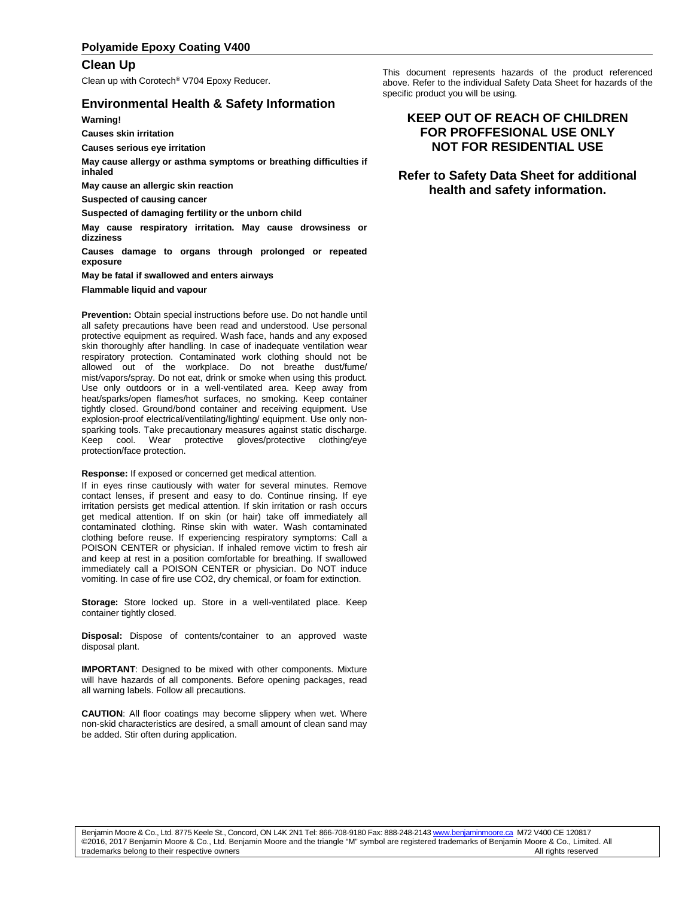## Polyamide Epoxy Coating V400

## Clean Up

Clean up with Corotech® V704 Epoxy Reducer.

## Environmental Health & Safety Information

**Warning!**

**Causes skin irritation**

**Causes serious eye irritation**

**May cause allergy or asthma symptoms or breathing difficulties if inhaled**

**May cause an allergic skin reaction**

**Suspected of causing cancer**

**Suspected of damaging fertility or the unborn child**

**May cause respiratory irritation. May cause drowsiness or dizziness**

**Causes damage to organs through prolonged or repeated exposure**

**May be fatal if swallowed and enters airways**

**Flammable liquid and vapour**

**Prevention:** Obtain special instructions before use. Do not handle until all safety precautions have been read and understood. Use personal protective equipment as required. Wash face, hands and any exposed skin thoroughly after handling. In case of inadequate ventilation wear respiratory protection. Contaminated work clothing should not be allowed out of the workplace. Do not breathe dust/fume/ mist/vapors/spray. Do not eat, drink or smoke when using this product. Use only outdoors or in a well-ventilated area. Keep away from heat/sparks/open flames/hot surfaces, no smoking. Keep container tightly closed. Ground/bond container and receiving equipment. Use explosion-proof electrical/ventilating/lighting/ equipment. Use only non-sparking tools. Take precautionary measures against static discharge. Keep cool. Wear protective gloves/protective clothing/eye protection/face protection.

**Response:** If exposed or concerned get medical attention.

If in eyes rinse cautiously with water for several minutes. Remove contact lenses, if present and easy to do. Continue rinsing. If eye irritation persists get medical attention. If skin irritation or rash occurs get medical attention. If on skin (or hair) take off immediately all contaminated clothing. Rinse skin with water. Wash contaminated clothing before reuse. If experiencing respiratory symptoms: Call a POISON CENTER or physician. If inhaled remove victim to fresh air and keep at rest in a position comfortable for breathing. If swallowed immediately call a POISON CENTER or physician. Do NOT induce vomiting. In case of fire use CO2, dry chemical, or foam for extinction.

**Storage:** Store locked up. Store in a well-ventilated place. Keep container tightly closed.

**Disposal:** Dispose of contents/container to an approved waste disposal plant.

**IMPORTANT**: Designed to be mixed with other components. Mixture will have hazards of all components. Before opening packages, read all warning labels. Follow all precautions.

**CAUTION**: All floor coatings may become slippery when wet. Where non-skid characteristics are desired, a small amount of clean sand may be added. Stir often during application.

This document represents hazards of the product referenced above. Refer to the individual Safety Data Sheet for hazards of the specific product you will be using.

**KEEP OUT OF REACH OF CHILDREN**
**FOR PROFFESIONAL USE ONLY**
**NOT FOR RESIDENTIAL USE**

**Refer to Safety Data Sheet for additional health and safety information.**

Benjamin Moore & Co., Ltd. 8775 Keele St., Concord, ON L4K 2N1 Tel: 866-708-9180 Fax: 888-248-2143 www.benjaminmoore.ca M72 V400 CE 120817
©2016, 2017 Benjamin Moore & Co., Ltd. Benjamin Moore and the triangle "M" symbol are registered trademarks of Benjamin Moore & Co., Limited. All trademarks belong to their respective owners All rights reserved